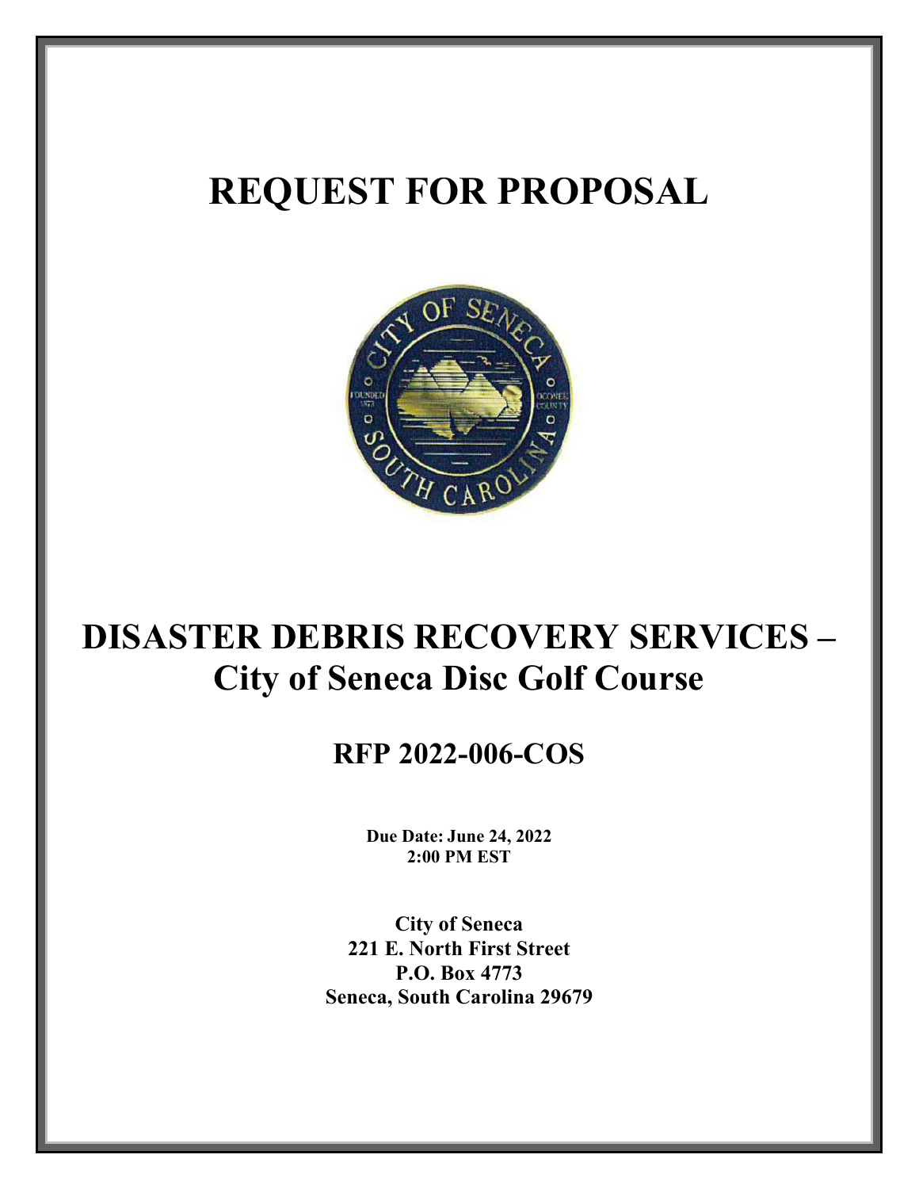# REQUEST FOR PROPOSAL

# DISASTER DEBRIS RECOVERY SERVICES – City of Seneca Disc Golf Course

## RFP 2022-006-COS

**Due Date: June 24, 2022**
**2:00 PM EST**

**City of Seneca**
**221 E. North First Street**
**P.O. Box 4773**
**Seneca, South Carolina 29679**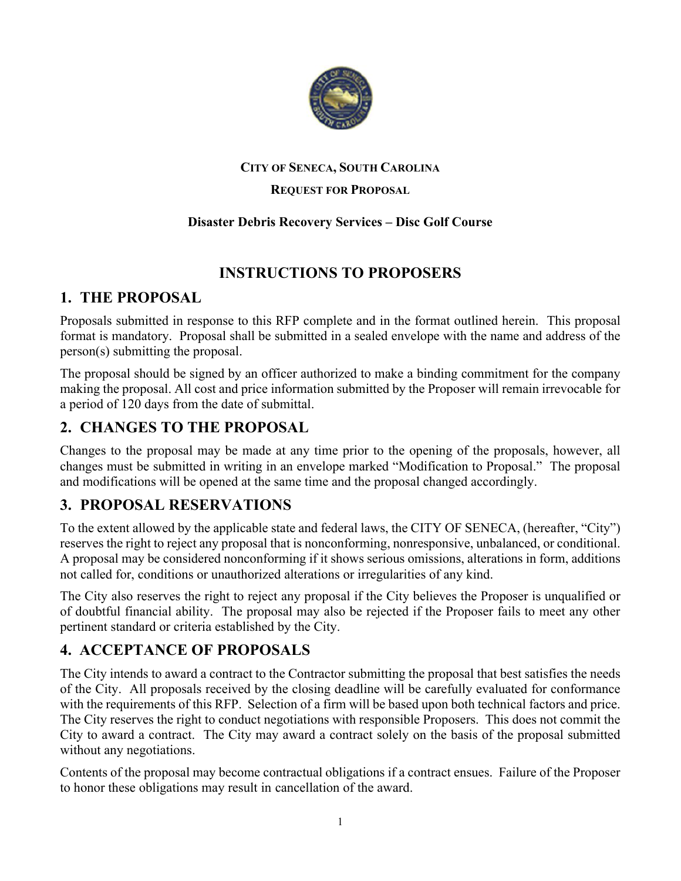**CITY OF SENECA, SOUTH CAROLINA**

**REQUEST FOR PROPOSAL**

**Disaster Debris Recovery Services – Disc Golf Course**

# INSTRUCTIONS TO PROPOSERS

## 1. THE PROPOSAL

Proposals submitted in response to this RFP complete and in the format outlined herein. This proposal format is mandatory. Proposal shall be submitted in a sealed envelope with the name and address of the person(s) submitting the proposal.

The proposal should be signed by an officer authorized to make a binding commitment for the company making the proposal. All cost and price information submitted by the Proposer will remain irrevocable for a period of 120 days from the date of submittal.

## 2. CHANGES TO THE PROPOSAL

Changes to the proposal may be made at any time prior to the opening of the proposals, however, all changes must be submitted in writing in an envelope marked "Modification to Proposal." The proposal and modifications will be opened at the same time and the proposal changed accordingly.

## 3. PROPOSAL RESERVATIONS

To the extent allowed by the applicable state and federal laws, the CITY OF SENECA, (hereafter, "City") reserves the right to reject any proposal that is nonconforming, nonresponsive, unbalanced, or conditional. A proposal may be considered nonconforming if it shows serious omissions, alterations in form, additions not called for, conditions or unauthorized alterations or irregularities of any kind.

The City also reserves the right to reject any proposal if the City believes the Proposer is unqualified or of doubtful financial ability. The proposal may also be rejected if the Proposer fails to meet any other pertinent standard or criteria established by the City.

## 4. ACCEPTANCE OF PROPOSALS

The City intends to award a contract to the Contractor submitting the proposal that best satisfies the needs of the City. All proposals received by the closing deadline will be carefully evaluated for conformance with the requirements of this RFP. Selection of a firm will be based upon both technical factors and price. The City reserves the right to conduct negotiations with responsible Proposers. This does not commit the City to award a contract. The City may award a contract solely on the basis of the proposal submitted without any negotiations.

Contents of the proposal may become contractual obligations if a contract ensues. Failure of the Proposer to honor these obligations may result in cancellation of the award.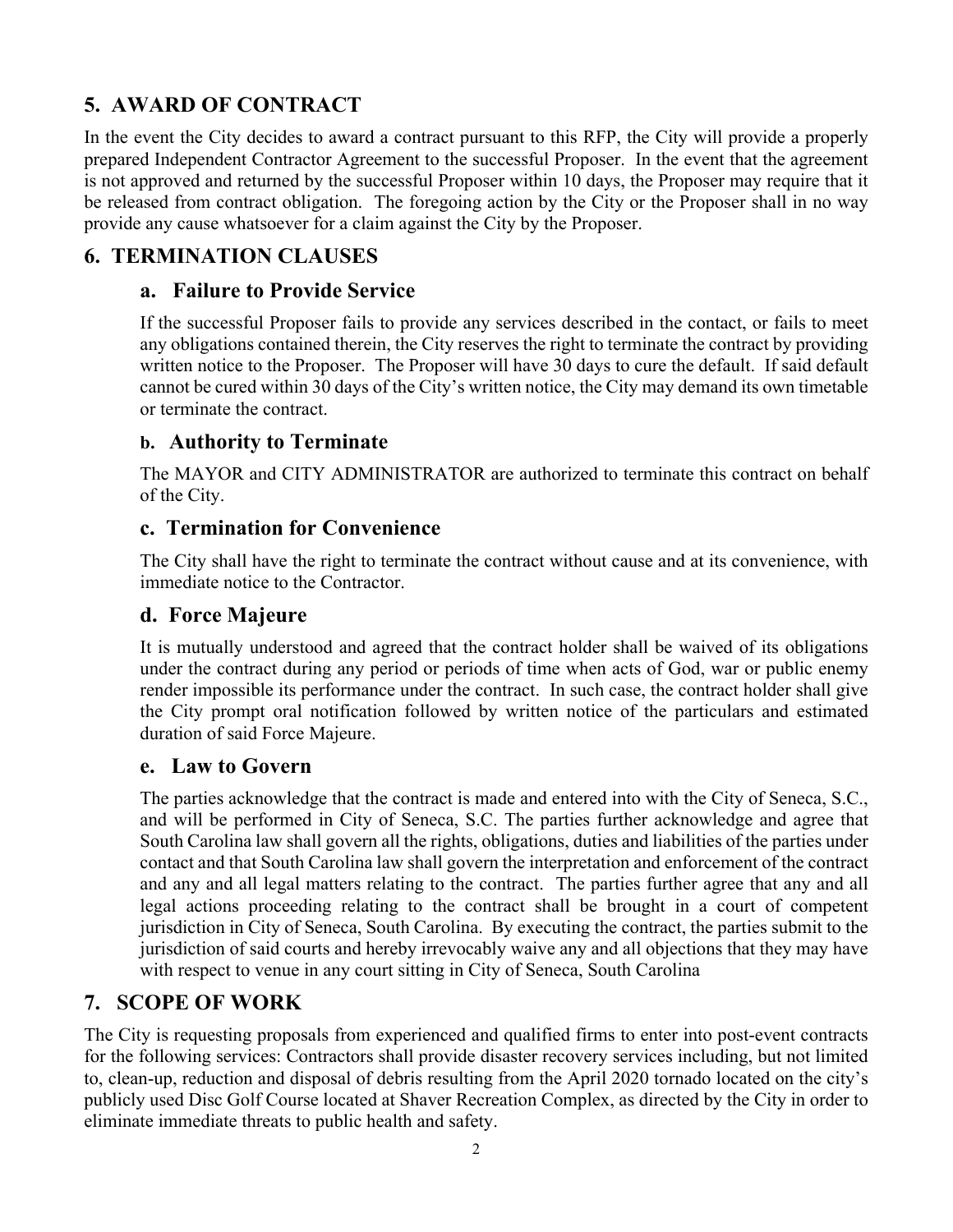## 5. AWARD OF CONTRACT

In the event the City decides to award a contract pursuant to this RFP, the City will provide a properly prepared Independent Contractor Agreement to the successful Proposer. In the event that the agreement is not approved and returned by the successful Proposer within 10 days, the Proposer may require that it be released from contract obligation. The foregoing action by the City or the Proposer shall in no way provide any cause whatsoever for a claim against the City by the Proposer.

## 6. TERMINATION CLAUSES

### a. Failure to Provide Service

If the successful Proposer fails to provide any services described in the contact, or fails to meet any obligations contained therein, the City reserves the right to terminate the contract by providing written notice to the Proposer. The Proposer will have 30 days to cure the default. If said default cannot be cured within 30 days of the City's written notice, the City may demand its own timetable or terminate the contract.

### b. Authority to Terminate

The MAYOR and CITY ADMINISTRATOR are authorized to terminate this contract on behalf of the City.

### c. Termination for Convenience

The City shall have the right to terminate the contract without cause and at its convenience, with immediate notice to the Contractor.

### d. Force Majeure

It is mutually understood and agreed that the contract holder shall be waived of its obligations under the contract during any period or periods of time when acts of God, war or public enemy render impossible its performance under the contract. In such case, the contract holder shall give the City prompt oral notification followed by written notice of the particulars and estimated duration of said Force Majeure.

### e. Law to Govern

The parties acknowledge that the contract is made and entered into with the City of Seneca, S.C., and will be performed in City of Seneca, S.C. The parties further acknowledge and agree that South Carolina law shall govern all the rights, obligations, duties and liabilities of the parties under contact and that South Carolina law shall govern the interpretation and enforcement of the contract and any and all legal matters relating to the contract. The parties further agree that any and all legal actions proceeding relating to the contract shall be brought in a court of competent jurisdiction in City of Seneca, South Carolina. By executing the contract, the parties submit to the jurisdiction of said courts and hereby irrevocably waive any and all objections that they may have with respect to venue in any court sitting in City of Seneca, South Carolina

## 7. SCOPE OF WORK

The City is requesting proposals from experienced and qualified firms to enter into post-event contracts for the following services: Contractors shall provide disaster recovery services including, but not limited to, clean-up, reduction and disposal of debris resulting from the April 2020 tornado located on the city's publicly used Disc Golf Course located at Shaver Recreation Complex, as directed by the City in order to eliminate immediate threats to public health and safety.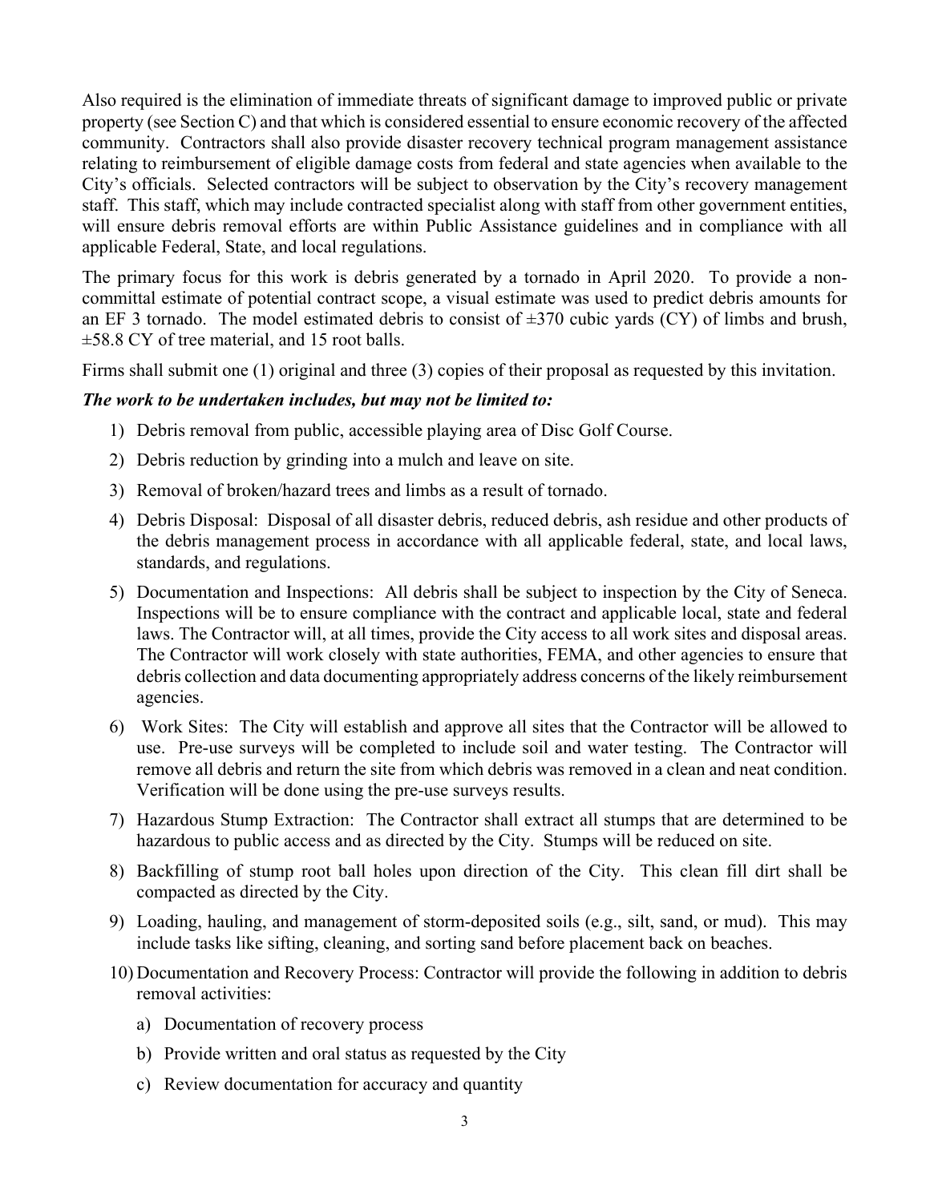Also required is the elimination of immediate threats of significant damage to improved public or private property (see Section C) and that which is considered essential to ensure economic recovery of the affected community. Contractors shall also provide disaster recovery technical program management assistance relating to reimbursement of eligible damage costs from federal and state agencies when available to the City's officials. Selected contractors will be subject to observation by the City's recovery management staff. This staff, which may include contracted specialist along with staff from other government entities, will ensure debris removal efforts are within Public Assistance guidelines and in compliance with all applicable Federal, State, and local regulations.

The primary focus for this work is debris generated by a tornado in April 2020. To provide a non-committal estimate of potential contract scope, a visual estimate was used to predict debris amounts for an EF 3 tornado. The model estimated debris to consist of ±370 cubic yards (CY) of limbs and brush, ±58.8 CY of tree material, and 15 root balls.

Firms shall submit one (1) original and three (3) copies of their proposal as requested by this invitation.

***The work to be undertaken includes, but may not be limited to:***

1) Debris removal from public, accessible playing area of Disc Golf Course.
2) Debris reduction by grinding into a mulch and leave on site.
3) Removal of broken/hazard trees and limbs as a result of tornado.
4) Debris Disposal: Disposal of all disaster debris, reduced debris, ash residue and other products of the debris management process in accordance with all applicable federal, state, and local laws, standards, and regulations.
5) Documentation and Inspections: All debris shall be subject to inspection by the City of Seneca. Inspections will be to ensure compliance with the contract and applicable local, state and federal laws. The Contractor will, at all times, provide the City access to all work sites and disposal areas. The Contractor will work closely with state authorities, FEMA, and other agencies to ensure that debris collection and data documenting appropriately address concerns of the likely reimbursement agencies.
6) Work Sites: The City will establish and approve all sites that the Contractor will be allowed to use. Pre-use surveys will be completed to include soil and water testing. The Contractor will remove all debris and return the site from which debris was removed in a clean and neat condition. Verification will be done using the pre-use surveys results.
7) Hazardous Stump Extraction: The Contractor shall extract all stumps that are determined to be hazardous to public access and as directed by the City. Stumps will be reduced on site.
8) Backfilling of stump root ball holes upon direction of the City. This clean fill dirt shall be compacted as directed by the City.
9) Loading, hauling, and management of storm-deposited soils (e.g., silt, sand, or mud). This may include tasks like sifting, cleaning, and sorting sand before placement back on beaches.
10) Documentation and Recovery Process: Contractor will provide the following in addition to debris removal activities:
    a) Documentation of recovery process
    b) Provide written and oral status as requested by the City
    c) Review documentation for accuracy and quantity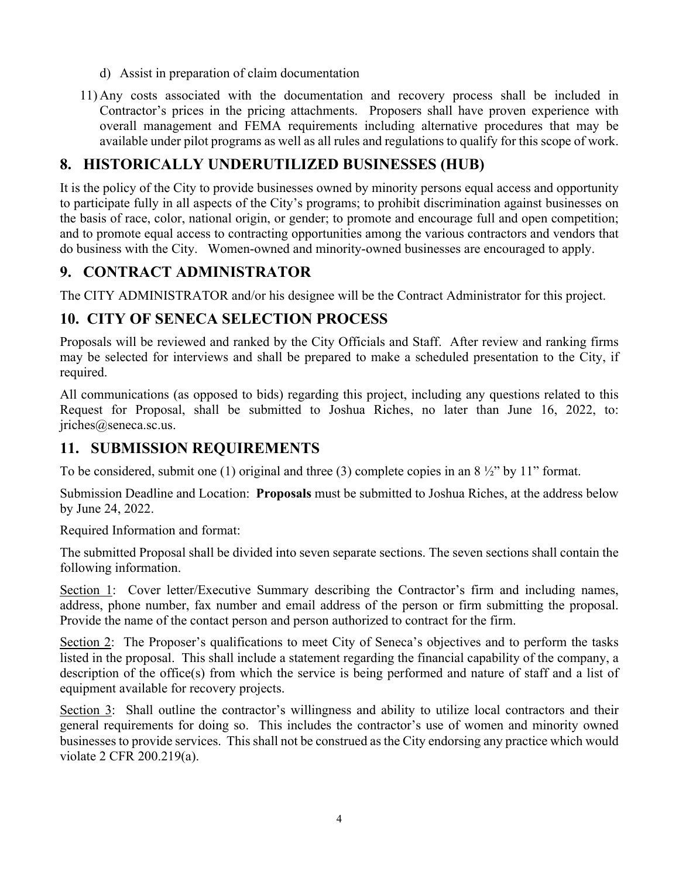d) Assist in preparation of claim documentation

11) Any costs associated with the documentation and recovery process shall be included in Contractor's prices in the pricing attachments. Proposers shall have proven experience with overall management and FEMA requirements including alternative procedures that may be available under pilot programs as well as all rules and regulations to qualify for this scope of work.

## 8. HISTORICALLY UNDERUTILIZED BUSINESSES (HUB)

It is the policy of the City to provide businesses owned by minority persons equal access and opportunity to participate fully in all aspects of the City's programs; to prohibit discrimination against businesses on the basis of race, color, national origin, or gender; to promote and encourage full and open competition; and to promote equal access to contracting opportunities among the various contractors and vendors that do business with the City. Women-owned and minority-owned businesses are encouraged to apply.

## 9. CONTRACT ADMINISTRATOR

The CITY ADMINISTRATOR and/or his designee will be the Contract Administrator for this project.

## 10. CITY OF SENECA SELECTION PROCESS

Proposals will be reviewed and ranked by the City Officials and Staff. After review and ranking firms may be selected for interviews and shall be prepared to make a scheduled presentation to the City, if required.

All communications (as opposed to bids) regarding this project, including any questions related to this Request for Proposal, shall be submitted to Joshua Riches, no later than June 16, 2022, to: jriches@seneca.sc.us.

## 11. SUBMISSION REQUIREMENTS

To be considered, submit one (1) original and three (3) complete copies in an 8 ½" by 11" format.

Submission Deadline and Location: **Proposals** must be submitted to Joshua Riches, at the address below by June 24, 2022.

Required Information and format:

The submitted Proposal shall be divided into seven separate sections. The seven sections shall contain the following information.

<u>Section 1</u>: Cover letter/Executive Summary describing the Contractor's firm and including names, address, phone number, fax number and email address of the person or firm submitting the proposal. Provide the name of the contact person and person authorized to contract for the firm.

<u>Section 2</u>: The Proposer's qualifications to meet City of Seneca's objectives and to perform the tasks listed in the proposal. This shall include a statement regarding the financial capability of the company, a description of the office(s) from which the service is being performed and nature of staff and a list of equipment available for recovery projects.

<u>Section 3</u>: Shall outline the contractor's willingness and ability to utilize local contractors and their general requirements for doing so. This includes the contractor's use of women and minority owned businesses to provide services. This shall not be construed as the City endorsing any practice which would violate 2 CFR 200.219(a).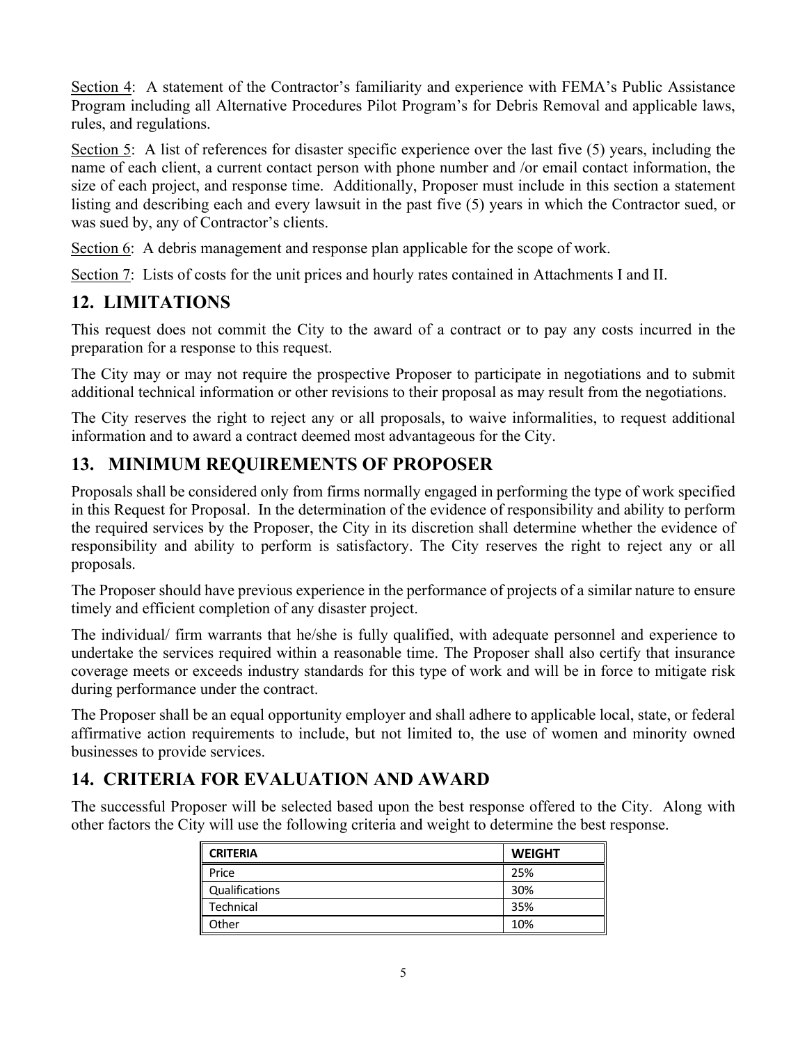Section 4: A statement of the Contractor's familiarity and experience with FEMA's Public Assistance Program including all Alternative Procedures Pilot Program's for Debris Removal and applicable laws, rules, and regulations.

Section 5: A list of references for disaster specific experience over the last five (5) years, including the name of each client, a current contact person with phone number and /or email contact information, the size of each project, and response time. Additionally, Proposer must include in this section a statement listing and describing each and every lawsuit in the past five (5) years in which the Contractor sued, or was sued by, any of Contractor's clients.

Section 6: A debris management and response plan applicable for the scope of work.

Section 7: Lists of costs for the unit prices and hourly rates contained in Attachments I and II.

## 12. LIMITATIONS

This request does not commit the City to the award of a contract or to pay any costs incurred in the preparation for a response to this request.

The City may or may not require the prospective Proposer to participate in negotiations and to submit additional technical information or other revisions to their proposal as may result from the negotiations.

The City reserves the right to reject any or all proposals, to waive informalities, to request additional information and to award a contract deemed most advantageous for the City.

## 13. MINIMUM REQUIREMENTS OF PROPOSER

Proposals shall be considered only from firms normally engaged in performing the type of work specified in this Request for Proposal. In the determination of the evidence of responsibility and ability to perform the required services by the Proposer, the City in its discretion shall determine whether the evidence of responsibility and ability to perform is satisfactory. The City reserves the right to reject any or all proposals.

The Proposer should have previous experience in the performance of projects of a similar nature to ensure timely and efficient completion of any disaster project.

The individual/ firm warrants that he/she is fully qualified, with adequate personnel and experience to undertake the services required within a reasonable time. The Proposer shall also certify that insurance coverage meets or exceeds industry standards for this type of work and will be in force to mitigate risk during performance under the contract.

The Proposer shall be an equal opportunity employer and shall adhere to applicable local, state, or federal affirmative action requirements to include, but not limited to, the use of women and minority owned businesses to provide services.

## 14. CRITERIA FOR EVALUATION AND AWARD

The successful Proposer will be selected based upon the best response offered to the City. Along with other factors the City will use the following criteria and weight to determine the best response.

| CRITERIA | WEIGHT |
|---|---|
| Price | 25% |
| Qualifications | 30% |
| Technical | 35% |
| Other | 10% |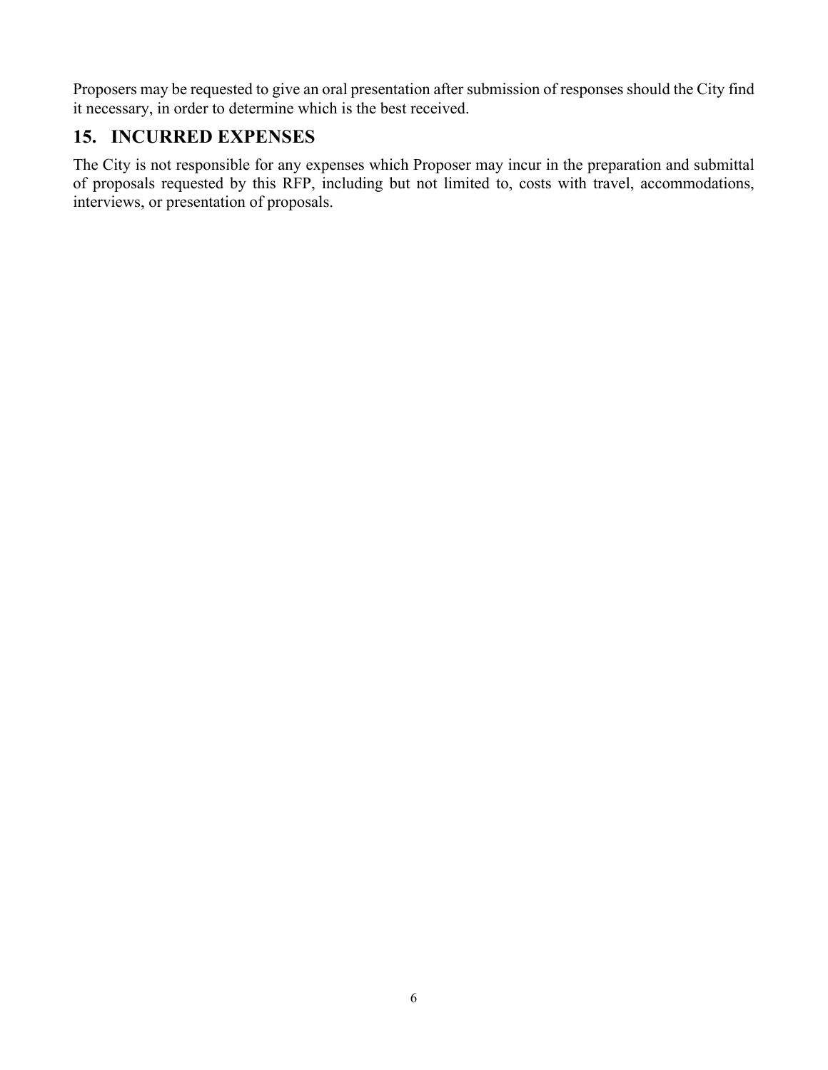Proposers may be requested to give an oral presentation after submission of responses should the City find it necessary, in order to determine which is the best received.

## 15. INCURRED EXPENSES

The City is not responsible for any expenses which Proposer may incur in the preparation and submittal of proposals requested by this RFP, including but not limited to, costs with travel, accommodations, interviews, or presentation of proposals.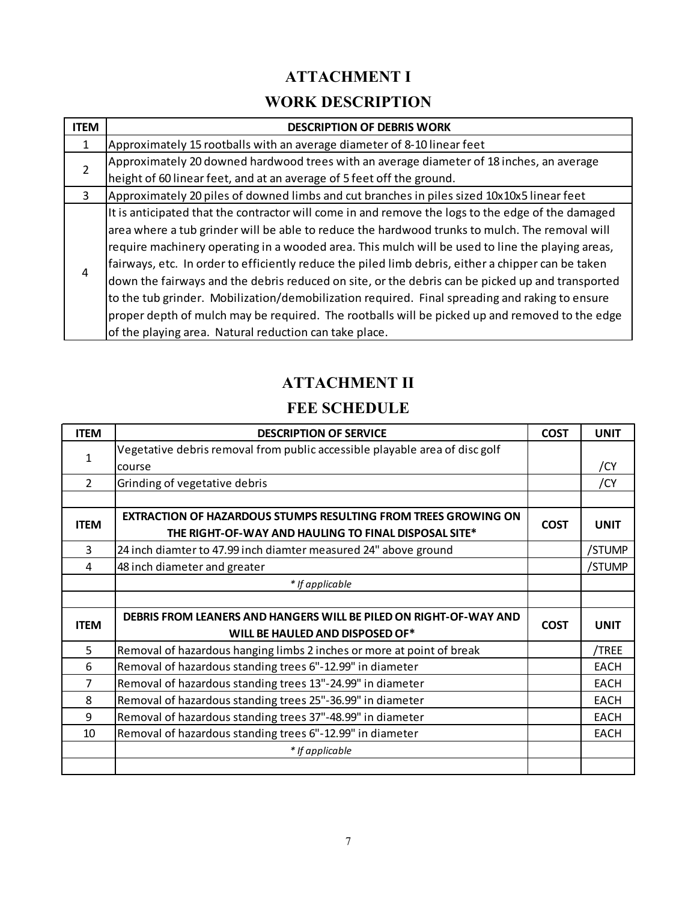## ATTACHMENT I

## WORK DESCRIPTION

| ITEM | DESCRIPTION OF DEBRIS WORK |
|---|---|
| 1 | Approximately 15 rootballs with an average diameter of 8-10 linear feet |
| 2 | Approximately 20 downed hardwood trees with an average diameter of 18 inches, an average height of 60 linear feet, and at an average of 5 feet off the ground. |
| 3 | Approximately 20 piles of downed limbs and cut branches in piles sized 10x10x5 linear feet |
| 4 | It is anticipated that the contractor will come in and remove the logs to the edge of the damaged area where a tub grinder will be able to reduce the hardwood trunks to mulch. The removal will require machinery operating in a wooded area. This mulch will be used to line the playing areas, fairways, etc. In order to efficiently reduce the piled limb debris, either a chipper can be taken down the fairways and the debris reduced on site, or the debris can be picked up and transported to the tub grinder. Mobilization/demobilization required. Final spreading and raking to ensure proper depth of mulch may be required. The rootballs will be picked up and removed to the edge of the playing area. Natural reduction can take place. |

## ATTACHMENT II

## FEE SCHEDULE

| ITEM | DESCRIPTION OF SERVICE | COST | UNIT |
|---|---|---|---|
| 1 | Vegetative debris removal from public accessible playable area of disc golf course | | /CY |
| 2 | Grinding of vegetative debris | | /CY |
| | | | |
| **ITEM** | **EXTRACTION OF HAZARDOUS STUMPS RESULTING FROM TREES GROWING ON THE RIGHT-OF-WAY AND HAULING TO FINAL DISPOSAL SITE*** | **COST** | **UNIT** |
| 3 | 24 inch diamter to 47.99 inch diamter measured 24" above ground | | /STUMP |
| 4 | 48 inch diameter and greater | | /STUMP |
| | *\* If applicable* | | |
| | | | |
| **ITEM** | **DEBRIS FROM LEANERS AND HANGERS WILL BE PILED ON RIGHT-OF-WAY AND WILL BE HAULED AND DISPOSED OF*** | **COST** | **UNIT** |
| 5 | Removal of hazardous hanging limbs 2 inches or more at point of break | | /TREE |
| 6 | Removal of hazardous standing trees 6"-12.99" in diameter | | EACH |
| 7 | Removal of hazardous standing trees 13"-24.99" in diameter | | EACH |
| 8 | Removal of hazardous standing trees 25"-36.99" in diameter | | EACH |
| 9 | Removal of hazardous standing trees 37"-48.99" in diameter | | EACH |
| 10 | Removal of hazardous standing trees 6"-12.99" in diameter | | EACH |
| | *\* If applicable* | | |
| | | | |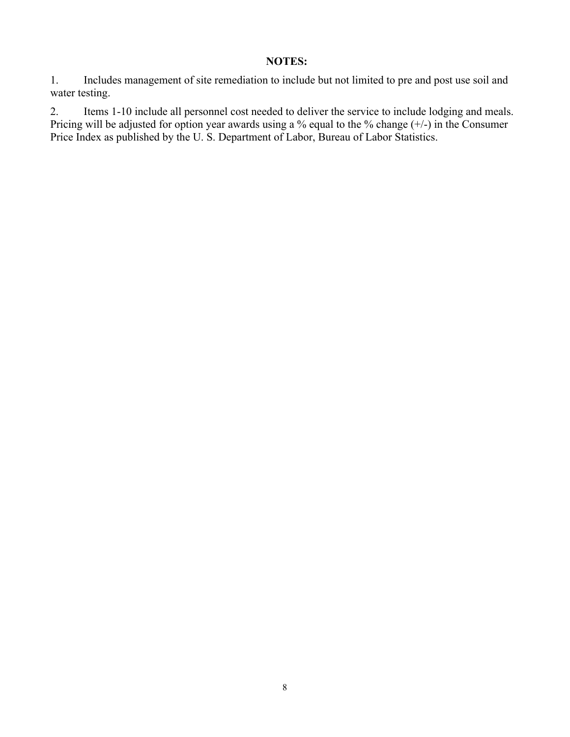**NOTES:**

1. Includes management of site remediation to include but not limited to pre and post use soil and water testing.

2. Items 1-10 include all personnel cost needed to deliver the service to include lodging and meals. Pricing will be adjusted for option year awards using a % equal to the % change (+/-) in the Consumer Price Index as published by the U. S. Department of Labor, Bureau of Labor Statistics.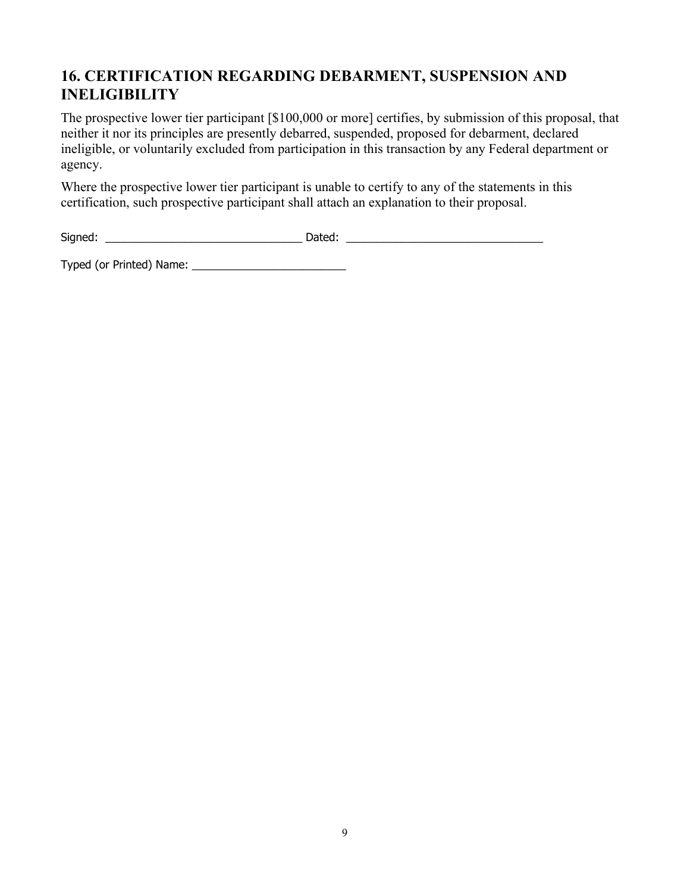## 16. CERTIFICATION REGARDING DEBARMENT, SUSPENSION AND INELIGIBILITY

The prospective lower tier participant [$100,000 or more] certifies, by submission of this proposal, that neither it nor its principles are presently debarred, suspended, proposed for debarment, declared ineligible, or voluntarily excluded from participation in this transaction by any Federal department or agency.

Where the prospective lower tier participant is unable to certify to any of the statements in this certification, such prospective participant shall attach an explanation to their proposal.

Signed: ______________________________ Dated: ______________________________

Typed (or Printed) Name: _______________________